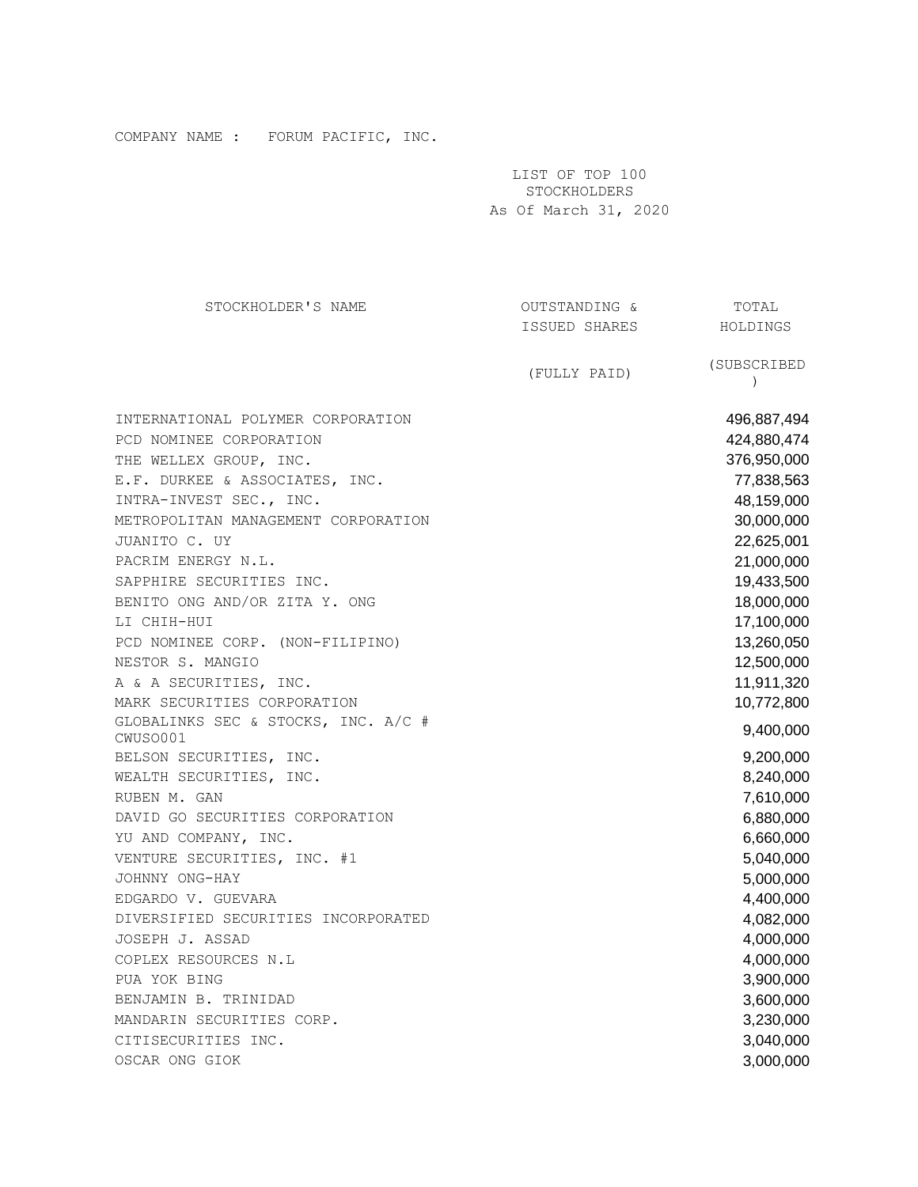COMPANY NAME : FORUM PACIFIC, INC.

LIST OF TOP 100 STOCKHOLDERS
As Of March 31, 2020

| STOCKHOLDER'S NAME | OUTSTANDING & ISSUED SHARES (FULLY PAID) | TOTAL HOLDINGS (SUBSCRIBED) |
|---|---|---|
| INTERNATIONAL POLYMER CORPORATION | | 496,887,494 |
| PCD NOMINEE CORPORATION | | 424,880,474 |
| THE WELLEX GROUP, INC. | | 376,950,000 |
| E.F. DURKEE & ASSOCIATES, INC. | | 77,838,563 |
| INTRA-INVEST SEC., INC. | | 48,159,000 |
| METROPOLITAN MANAGEMENT CORPORATION | | 30,000,000 |
| JUANITO C. UY | | 22,625,001 |
| PACRIM ENERGY N.L. | | 21,000,000 |
| SAPPHIRE SECURITIES INC. | | 19,433,500 |
| BENITO ONG AND/OR ZITA Y. ONG | | 18,000,000 |
| LI CHIH-HUI | | 17,100,000 |
| PCD NOMINEE CORP. (NON-FILIPINO) | | 13,260,050 |
| NESTOR S. MANGIO | | 12,500,000 |
| A & A SECURITIES, INC. | | 11,911,320 |
| MARK SECURITIES CORPORATION | | 10,772,800 |
| GLOBALINKS SEC & STOCKS, INC. A/C # CWUSO001 | | 9,400,000 |
| BELSON SECURITIES, INC. | | 9,200,000 |
| WEALTH SECURITIES, INC. | | 8,240,000 |
| RUBEN M. GAN | | 7,610,000 |
| DAVID GO SECURITIES CORPORATION | | 6,880,000 |
| YU AND COMPANY, INC. | | 6,660,000 |
| VENTURE SECURITIES, INC. #1 | | 5,040,000 |
| JOHNNY ONG-HAY | | 5,000,000 |
| EDGARDO V. GUEVARA | | 4,400,000 |
| DIVERSIFIED SECURITIES INCORPORATED | | 4,082,000 |
| JOSEPH J. ASSAD | | 4,000,000 |
| COPLEX RESOURCES N.L | | 4,000,000 |
| PUA YOK BING | | 3,900,000 |
| BENJAMIN B. TRINIDAD | | 3,600,000 |
| MANDARIN SECURITIES CORP. | | 3,230,000 |
| CITISECURITIES INC. | | 3,040,000 |
| OSCAR ONG GIOK | | 3,000,000 |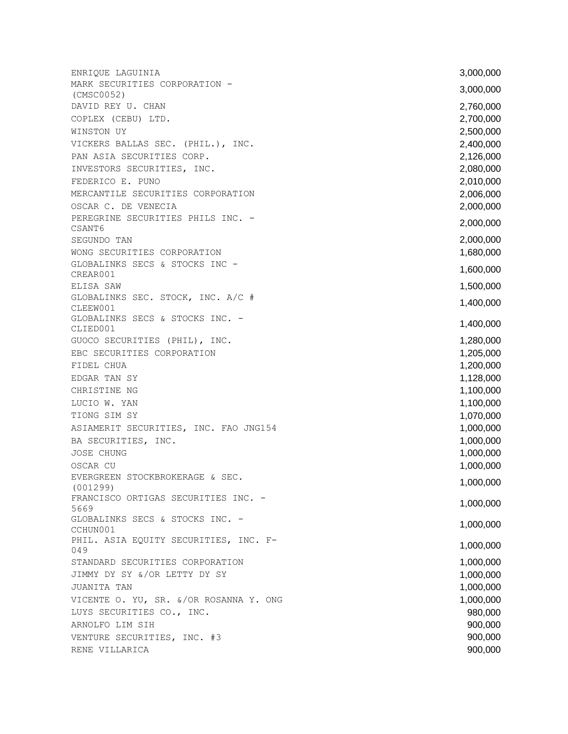| | |
|---|---|
| ENRIQUE LAGUINIA | 3,000,000 |
| MARK SECURITIES CORPORATION - (CMSC0052) | 3,000,000 |
| DAVID REY U. CHAN | 2,760,000 |
| COPLEX (CEBU) LTD. | 2,700,000 |
| WINSTON UY | 2,500,000 |
| VICKERS BALLAS SEC. (PHIL.), INC. | 2,400,000 |
| PAN ASIA SECURITIES CORP. | 2,126,000 |
| INVESTORS SECURITIES, INC. | 2,080,000 |
| FEDERICO E. PUNO | 2,010,000 |
| MERCANTILE SECURITIES CORPORATION | 2,006,000 |
| OSCAR C. DE VENECIA | 2,000,000 |
| PEREGRINE SECURITIES PHILS INC. - CSANT6 | 2,000,000 |
| SEGUNDO TAN | 2,000,000 |
| WONG SECURITIES CORPORATION | 1,680,000 |
| GLOBALINKS SECS & STOCKS INC - CREAR001 | 1,600,000 |
| ELISA SAW | 1,500,000 |
| GLOBALINKS SEC. STOCK, INC. A/C # CLEEW001 | 1,400,000 |
| GLOBALINKS SECS & STOCKS INC. - CLIED001 | 1,400,000 |
| GUOCO SECURITIES (PHIL), INC. | 1,280,000 |
| EBC SECURITIES CORPORATION | 1,205,000 |
| FIDEL CHUA | 1,200,000 |
| EDGAR TAN SY | 1,128,000 |
| CHRISTINE NG | 1,100,000 |
| LUCIO W. YAN | 1,100,000 |
| TIONG SIM SY | 1,070,000 |
| ASIAMERIT SECURITIES, INC. FAO JNG154 | 1,000,000 |
| BA SECURITIES, INC. | 1,000,000 |
| JOSE CHUNG | 1,000,000 |
| OSCAR CU | 1,000,000 |
| EVERGREEN STOCKBROKERAGE & SEC. (001299) | 1,000,000 |
| FRANCISCO ORTIGAS SECURITIES INC. - 5669 | 1,000,000 |
| GLOBALINKS SECS & STOCKS INC. - CCHUN001 | 1,000,000 |
| PHIL. ASIA EQUITY SECURITIES, INC. F-049 | 1,000,000 |
| STANDARD SECURITIES CORPORATION | 1,000,000 |
| JIMMY DY SY &/OR LETTY DY SY | 1,000,000 |
| JUANITA TAN | 1,000,000 |
| VICENTE O. YU, SR. &/OR ROSANNA Y. ONG | 1,000,000 |
| LUYS SECURITIES CO., INC. | 980,000 |
| ARNOLFO LIM SIH | 900,000 |
| VENTURE SECURITIES, INC. #3 | 900,000 |
| RENE VILLARICA | 900,000 |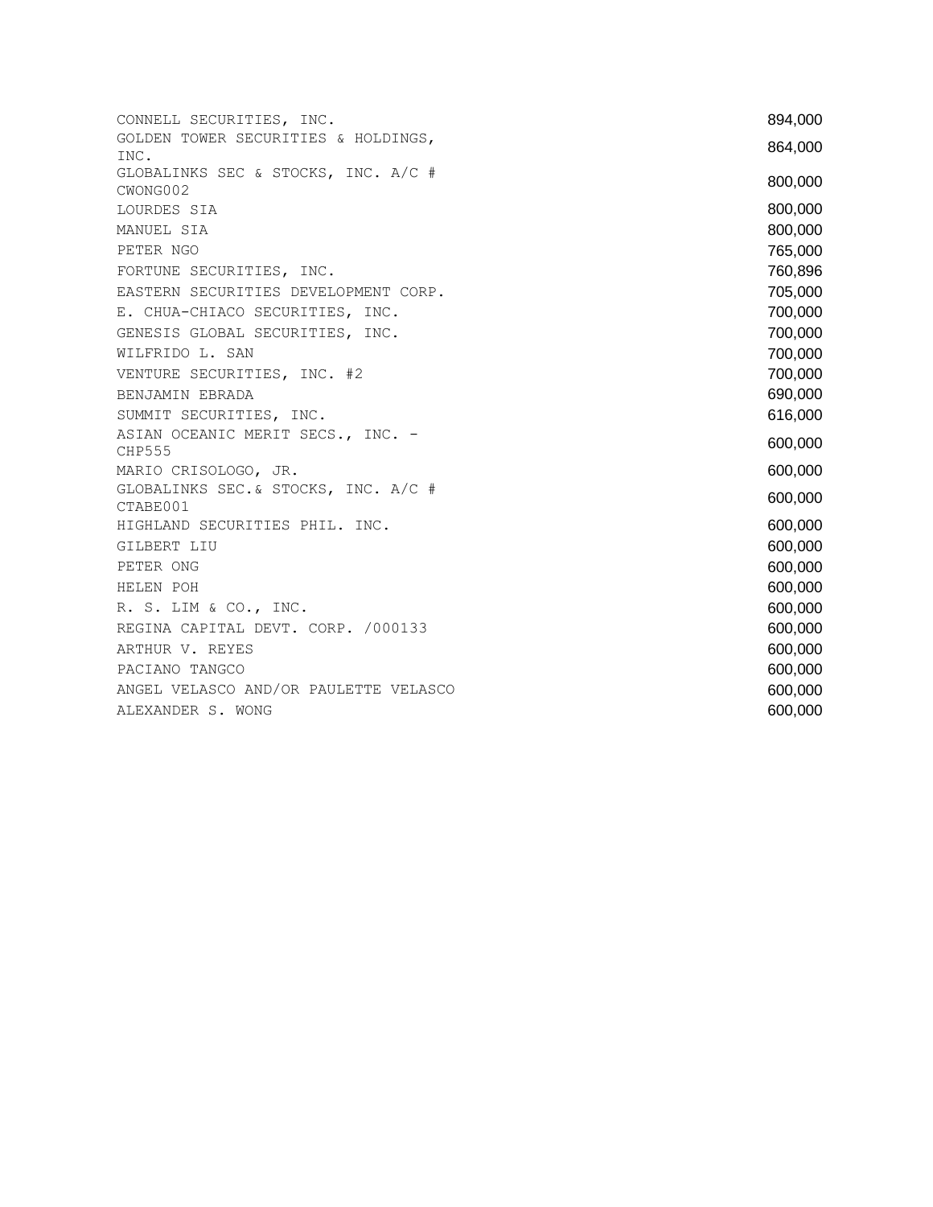| | |
|---|---|
| CONNELL SECURITIES, INC. | 894,000 |
| GOLDEN TOWER SECURITIES & HOLDINGS, INC. | 864,000 |
| GLOBALINKS SEC & STOCKS, INC. A/C # CWONG002 | 800,000 |
| LOURDES SIA | 800,000 |
| MANUEL SIA | 800,000 |
| PETER NGO | 765,000 |
| FORTUNE SECURITIES, INC. | 760,896 |
| EASTERN SECURITIES DEVELOPMENT CORP. | 705,000 |
| E. CHUA-CHIACO SECURITIES, INC. | 700,000 |
| GENESIS GLOBAL SECURITIES, INC. | 700,000 |
| WILFRIDO L. SAN | 700,000 |
| VENTURE SECURITIES, INC. #2 | 700,000 |
| BENJAMIN EBRADA | 690,000 |
| SUMMIT SECURITIES, INC. | 616,000 |
| ASIAN OCEANIC MERIT SECS., INC. - CHP555 | 600,000 |
| MARIO CRISOLOGO, JR. | 600,000 |
| GLOBALINKS SEC.& STOCKS, INC. A/C # CTABE001 | 600,000 |
| HIGHLAND SECURITIES PHIL. INC. | 600,000 |
| GILBERT LIU | 600,000 |
| PETER ONG | 600,000 |
| HELEN POH | 600,000 |
| R. S. LIM & CO., INC. | 600,000 |
| REGINA CAPITAL DEVT. CORP. /000133 | 600,000 |
| ARTHUR V. REYES | 600,000 |
| PACIANO TANGCO | 600,000 |
| ANGEL VELASCO AND/OR PAULETTE VELASCO | 600,000 |
| ALEXANDER S. WONG | 600,000 |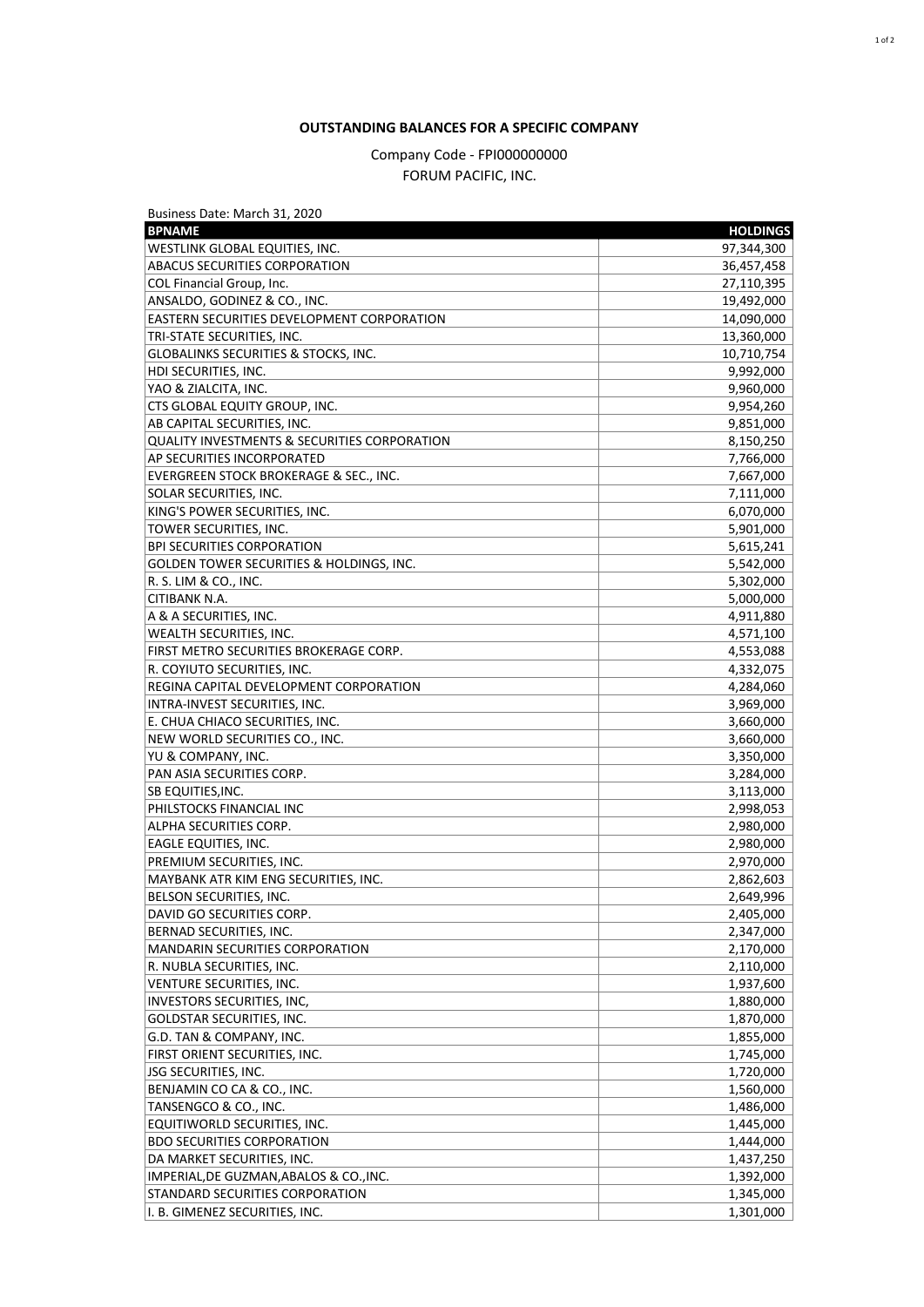**OUTSTANDING BALANCES FOR A SPECIFIC COMPANY**

Company Code - FPI000000000

FORUM PACIFIC, INC.

Business Date: March 31, 2020

| BPNAME | HOLDINGS |
| --- | ---: |
| WESTLINK GLOBAL EQUITIES, INC. | 97,344,300 |
| ABACUS SECURITIES CORPORATION | 36,457,458 |
| COL Financial Group, Inc. | 27,110,395 |
| ANSALDO, GODINEZ & CO., INC. | 19,492,000 |
| EASTERN SECURITIES DEVELOPMENT CORPORATION | 14,090,000 |
| TRI-STATE SECURITIES, INC. | 13,360,000 |
| GLOBALINKS SECURITIES & STOCKS, INC. | 10,710,754 |
| HDI SECURITIES, INC. | 9,992,000 |
| YAO & ZIALCITA, INC. | 9,960,000 |
| CTS GLOBAL EQUITY GROUP, INC. | 9,954,260 |
| AB CAPITAL SECURITIES, INC. | 9,851,000 |
| QUALITY INVESTMENTS & SECURITIES CORPORATION | 8,150,250 |
| AP SECURITIES INCORPORATED | 7,766,000 |
| EVERGREEN STOCK BROKERAGE & SEC., INC. | 7,667,000 |
| SOLAR SECURITIES, INC. | 7,111,000 |
| KING'S POWER SECURITIES, INC. | 6,070,000 |
| TOWER SECURITIES, INC. | 5,901,000 |
| BPI SECURITIES CORPORATION | 5,615,241 |
| GOLDEN TOWER SECURITIES & HOLDINGS, INC. | 5,542,000 |
| R. S. LIM & CO., INC. | 5,302,000 |
| CITIBANK N.A. | 5,000,000 |
| A & A SECURITIES, INC. | 4,911,880 |
| WEALTH SECURITIES, INC. | 4,571,100 |
| FIRST METRO SECURITIES BROKERAGE CORP. | 4,553,088 |
| R. COYIUTO SECURITIES, INC. | 4,332,075 |
| REGINA CAPITAL DEVELOPMENT CORPORATION | 4,284,060 |
| INTRA-INVEST SECURITIES, INC. | 3,969,000 |
| E. CHUA CHIACO SECURITIES, INC. | 3,660,000 |
| NEW WORLD SECURITIES CO., INC. | 3,660,000 |
| YU & COMPANY, INC. | 3,350,000 |
| PAN ASIA SECURITIES CORP. | 3,284,000 |
| SB EQUITIES,INC. | 3,113,000 |
| PHILSTOCKS FINANCIAL INC | 2,998,053 |
| ALPHA SECURITIES CORP. | 2,980,000 |
| EAGLE EQUITIES, INC. | 2,980,000 |
| PREMIUM SECURITIES, INC. | 2,970,000 |
| MAYBANK ATR KIM ENG SECURITIES, INC. | 2,862,603 |
| BELSON SECURITIES, INC. | 2,649,996 |
| DAVID GO SECURITIES CORP. | 2,405,000 |
| BERNAD SECURITIES, INC. | 2,347,000 |
| MANDARIN SECURITIES CORPORATION | 2,170,000 |
| R. NUBLA SECURITIES, INC. | 2,110,000 |
| VENTURE SECURITIES, INC. | 1,937,600 |
| INVESTORS SECURITIES, INC, | 1,880,000 |
| GOLDSTAR SECURITIES, INC. | 1,870,000 |
| G.D. TAN & COMPANY, INC. | 1,855,000 |
| FIRST ORIENT SECURITIES, INC. | 1,745,000 |
| JSG SECURITIES, INC. | 1,720,000 |
| BENJAMIN CO CA & CO., INC. | 1,560,000 |
| TANSENGCO & CO., INC. | 1,486,000 |
| EQUITIWORLD SECURITIES, INC. | 1,445,000 |
| BDO SECURITIES CORPORATION | 1,444,000 |
| DA MARKET SECURITIES, INC. | 1,437,250 |
| IMPERIAL,DE GUZMAN,ABALOS & CO.,INC. | 1,392,000 |
| STANDARD SECURITIES CORPORATION | 1,345,000 |
| I. B. GIMENEZ SECURITIES, INC. | 1,301,000 |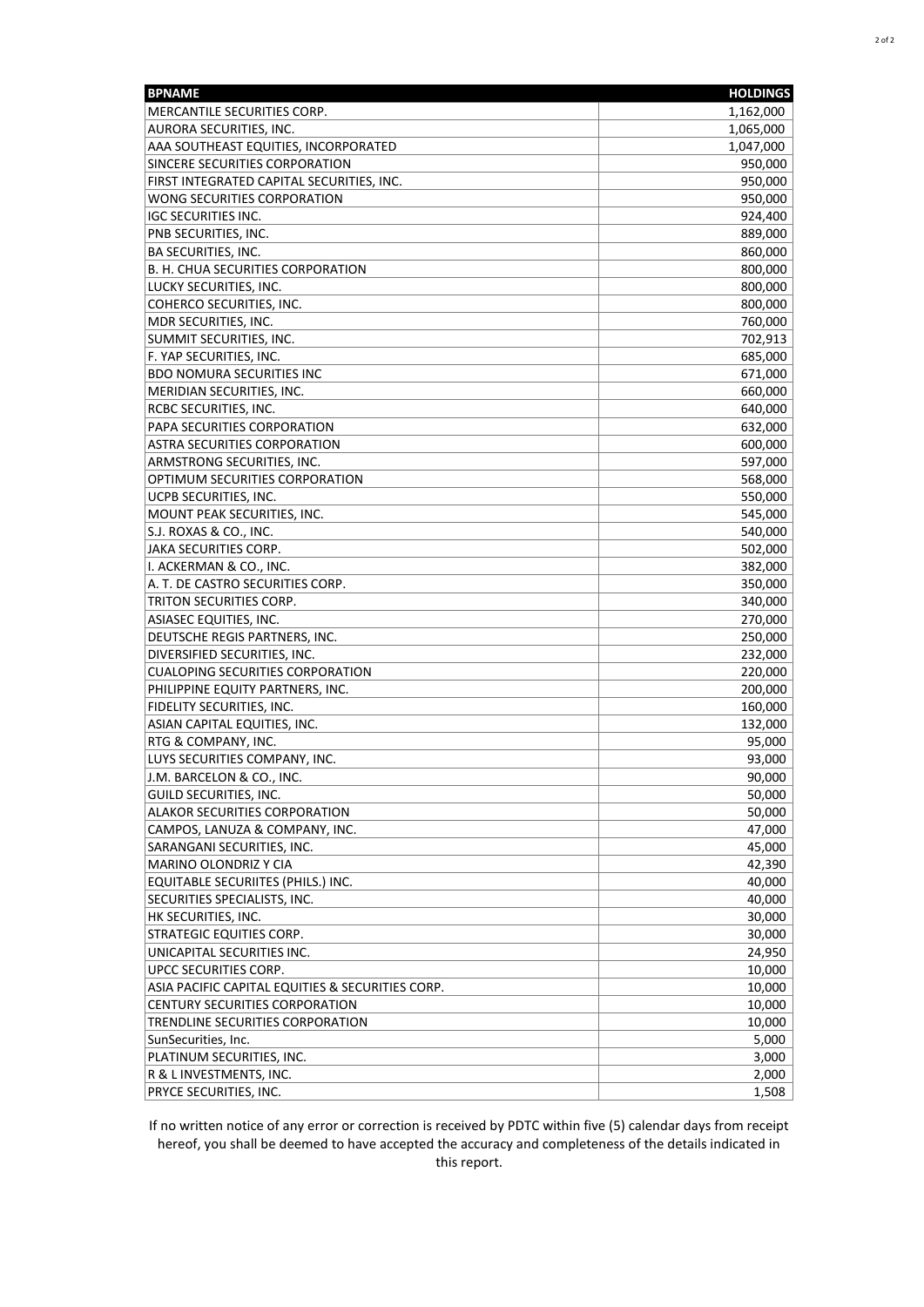| BPNAME | HOLDINGS |
|---|---|
| MERCANTILE SECURITIES CORP. | 1,162,000 |
| AURORA SECURITIES, INC. | 1,065,000 |
| AAA SOUTHEAST EQUITIES, INCORPORATED | 1,047,000 |
| SINCERE SECURITIES CORPORATION | 950,000 |
| FIRST INTEGRATED CAPITAL SECURITIES, INC. | 950,000 |
| WONG SECURITIES CORPORATION | 950,000 |
| IGC SECURITIES INC. | 924,400 |
| PNB SECURITIES, INC. | 889,000 |
| BA SECURITIES, INC. | 860,000 |
| B. H. CHUA SECURITIES CORPORATION | 800,000 |
| LUCKY SECURITIES, INC. | 800,000 |
| COHERCO SECURITIES, INC. | 800,000 |
| MDR SECURITIES, INC. | 760,000 |
| SUMMIT SECURITIES, INC. | 702,913 |
| F. YAP SECURITIES, INC. | 685,000 |
| BDO NOMURA SECURITIES INC | 671,000 |
| MERIDIAN SECURITIES, INC. | 660,000 |
| RCBC SECURITIES, INC. | 640,000 |
| PAPA SECURITIES CORPORATION | 632,000 |
| ASTRA SECURITIES CORPORATION | 600,000 |
| ARMSTRONG SECURITIES, INC. | 597,000 |
| OPTIMUM SECURITIES CORPORATION | 568,000 |
| UCPB SECURITIES, INC. | 550,000 |
| MOUNT PEAK SECURITIES, INC. | 545,000 |
| S.J. ROXAS & CO., INC. | 540,000 |
| JAKA SECURITIES CORP. | 502,000 |
| I. ACKERMAN & CO., INC. | 382,000 |
| A. T. DE CASTRO SECURITIES CORP. | 350,000 |
| TRITON SECURITIES CORP. | 340,000 |
| ASIASEC EQUITIES, INC. | 270,000 |
| DEUTSCHE REGIS PARTNERS, INC. | 250,000 |
| DIVERSIFIED SECURITIES, INC. | 232,000 |
| CUALOPING SECURITIES CORPORATION | 220,000 |
| PHILIPPINE EQUITY PARTNERS, INC. | 200,000 |
| FIDELITY SECURITIES, INC. | 160,000 |
| ASIAN CAPITAL EQUITIES, INC. | 132,000 |
| RTG & COMPANY, INC. | 95,000 |
| LUYS SECURITIES COMPANY, INC. | 93,000 |
| J.M. BARCELON & CO., INC. | 90,000 |
| GUILD SECURITIES, INC. | 50,000 |
| ALAKOR SECURITIES CORPORATION | 50,000 |
| CAMPOS, LANUZA & COMPANY, INC. | 47,000 |
| SARANGANI SECURITIES, INC. | 45,000 |
| MARINO OLONDRIZ Y CIA | 42,390 |
| EQUITABLE SECURIITES (PHILS.) INC. | 40,000 |
| SECURITIES SPECIALISTS, INC. | 40,000 |
| HK SECURITIES, INC. | 30,000 |
| STRATEGIC EQUITIES CORP. | 30,000 |
| UNICAPITAL SECURITIES INC. | 24,950 |
| UPCC SECURITIES CORP. | 10,000 |
| ASIA PACIFIC CAPITAL EQUITIES & SECURITIES CORP. | 10,000 |
| CENTURY SECURITIES CORPORATION | 10,000 |
| TRENDLINE SECURITIES CORPORATION | 10,000 |
| SunSecurities, Inc. | 5,000 |
| PLATINUM SECURITIES, INC. | 3,000 |
| R & L INVESTMENTS, INC. | 2,000 |
| PRYCE SECURITIES, INC. | 1,508 |

If no written notice of any error or correction is received by PDTC within five (5) calendar days from receipt hereof, you shall be deemed to have accepted the accuracy and completeness of the details indicated in this report.